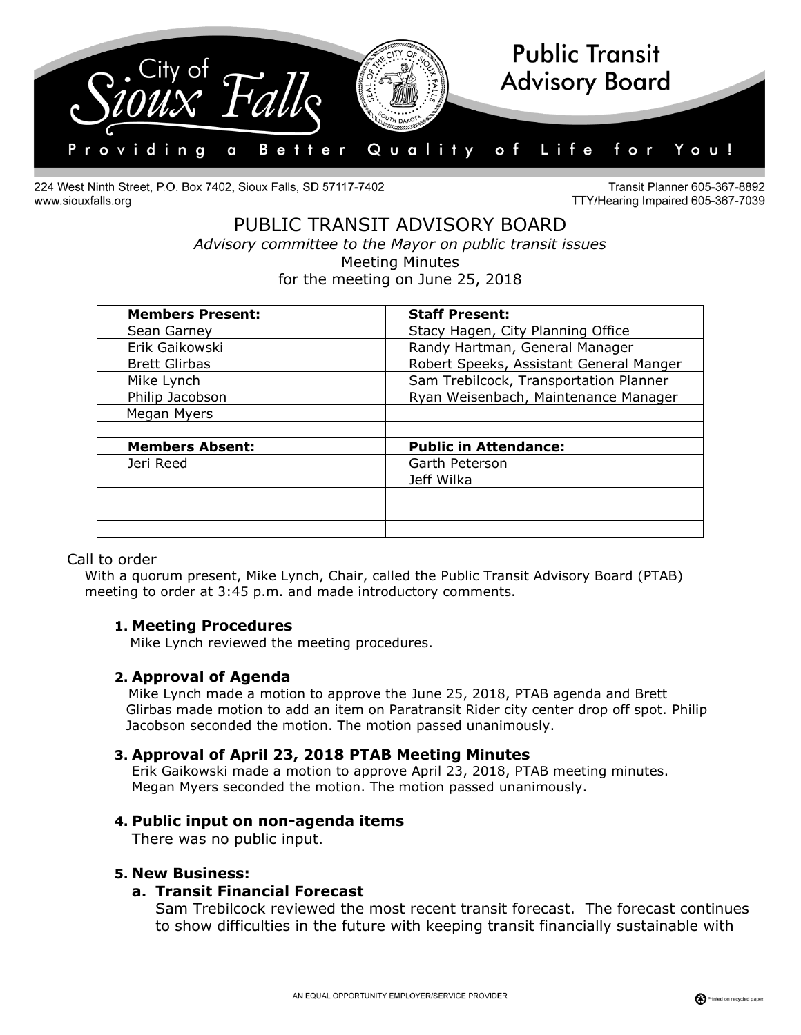224 West Ninth Street, P.O. Box 7402, Sioux Falls, SD 57117-7402
www.siouxfalls.org

Transit Planner 605-367-8892
TTY/Hearing Impaired 605-367-7039

# PUBLIC TRANSIT ADVISORY BOARD

*Advisory committee to the Mayor on public transit issues*

Meeting Minutes

for the meeting on June 25, 2018

| **Members Present:** | **Staff Present:** |
|---|---|
| Sean Garney | Stacy Hagen, City Planning Office |
| Erik Gaikowski | Randy Hartman, General Manager |
| Brett Glirbas | Robert Speeks, Assistant General Manger |
| Mike Lynch | Sam Trebilcock, Transportation Planner |
| Philip Jacobson | Ryan Weisenbach, Maintenance Manager |
| Megan Myers | |
| | |
| **Members Absent:** | **Public in Attendance:** |
| Jeri Reed | Garth Peterson |
| | Jeff Wilka |
| | |
| | |
| | |

## Call to order

With a quorum present, Mike Lynch, Chair, called the Public Transit Advisory Board (PTAB) meeting to order at 3:45 p.m. and made introductory comments.

### 1. Meeting Procedures

Mike Lynch reviewed the meeting procedures.

### 2. Approval of Agenda

Mike Lynch made a motion to approve the June 25, 2018, PTAB agenda and Brett Glirbas made motion to add an item on Paratransit Rider city center drop off spot. Philip Jacobson seconded the motion. The motion passed unanimously.

### 3. Approval of April 23, 2018 PTAB Meeting Minutes

Erik Gaikowski made a motion to approve April 23, 2018, PTAB meeting minutes. Megan Myers seconded the motion. The motion passed unanimously.

### 4. Public input on non-agenda items

There was no public input.

### 5. New Business:

#### a. Transit Financial Forecast

Sam Trebilcock reviewed the most recent transit forecast. The forecast continues to show difficulties in the future with keeping transit financially sustainable with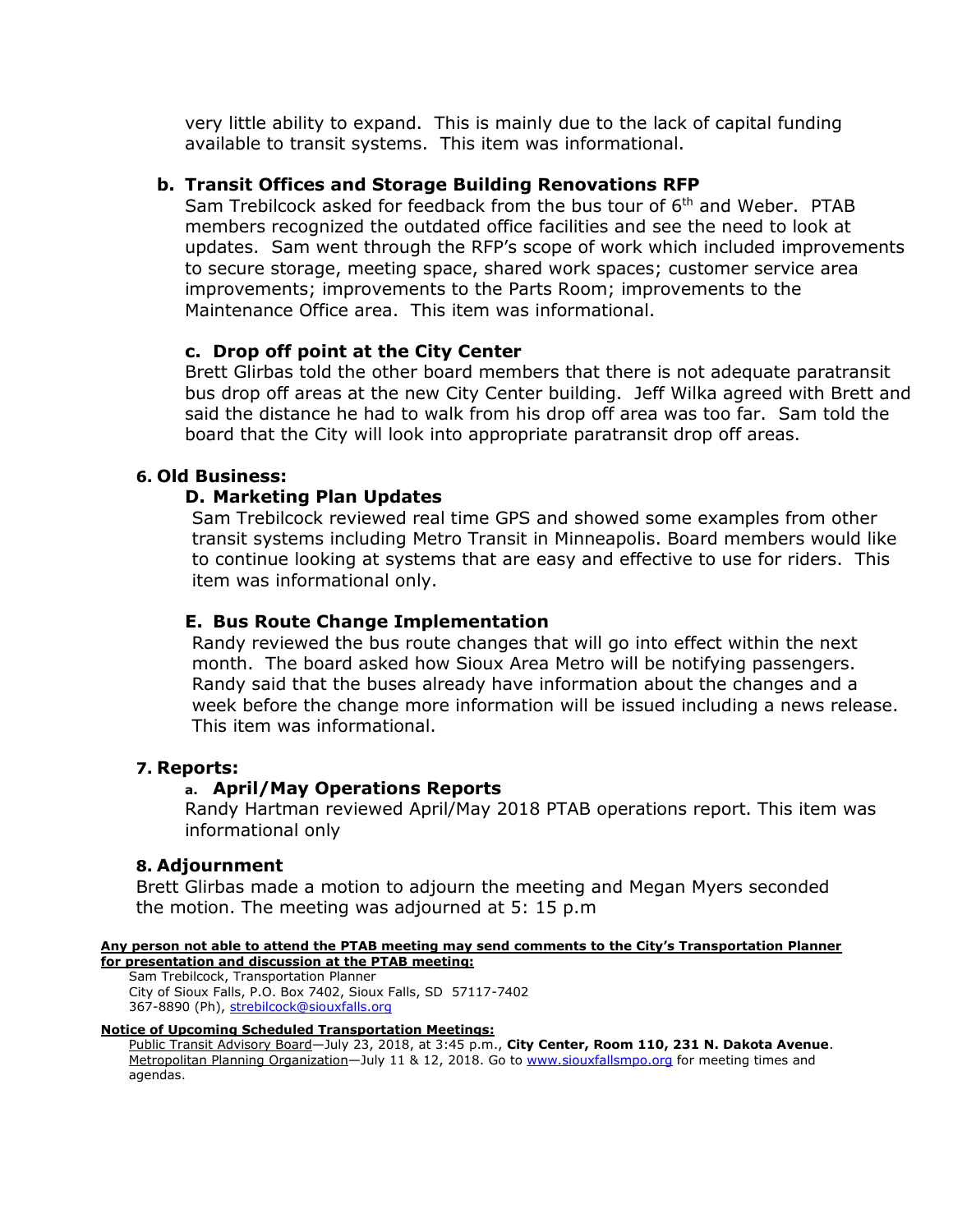very little ability to expand. This is mainly due to the lack of capital funding available to transit systems. This item was informational.

**b. Transit Offices and Storage Building Renovations RFP**

Sam Trebilcock asked for feedback from the bus tour of 6th and Weber. PTAB members recognized the outdated office facilities and see the need to look at updates. Sam went through the RFP's scope of work which included improvements to secure storage, meeting space, shared work spaces; customer service area improvements; improvements to the Parts Room; improvements to the Maintenance Office area. This item was informational.

**c. Drop off point at the City Center**

Brett Glirbas told the other board members that there is not adequate paratransit bus drop off areas at the new City Center building. Jeff Wilka agreed with Brett and said the distance he had to walk from his drop off area was too far. Sam told the board that the City will look into appropriate paratransit drop off areas.

**6. Old Business:**

**D. Marketing Plan Updates**

Sam Trebilcock reviewed real time GPS and showed some examples from other transit systems including Metro Transit in Minneapolis. Board members would like to continue looking at systems that are easy and effective to use for riders. This item was informational only.

**E. Bus Route Change Implementation**

Randy reviewed the bus route changes that will go into effect within the next month. The board asked how Sioux Area Metro will be notifying passengers. Randy said that the buses already have information about the changes and a week before the change more information will be issued including a news release. This item was informational.

**7. Reports:**

**a. April/May Operations Reports**

Randy Hartman reviewed April/May 2018 PTAB operations report. This item was informational only

**8. Adjournment**

Brett Glirbas made a motion to adjourn the meeting and Megan Myers seconded the motion. The meeting was adjourned at 5: 15 p.m

**Any person not able to attend the PTAB meeting may send comments to the City's Transportation Planner for presentation and discussion at the PTAB meeting:**

Sam Trebilcock, Transportation Planner
City of Sioux Falls, P.O. Box 7402, Sioux Falls, SD 57117-7402
367-8890 (Ph), strebilcock@siouxfalls.org

**Notice of Upcoming Scheduled Transportation Meetings:**

Public Transit Advisory Board—July 23, 2018, at 3:45 p.m., **City Center, Room 110, 231 N. Dakota Avenue**.
Metropolitan Planning Organization—July 11 & 12, 2018. Go to www.siouxfallsmpo.org for meeting times and agendas.